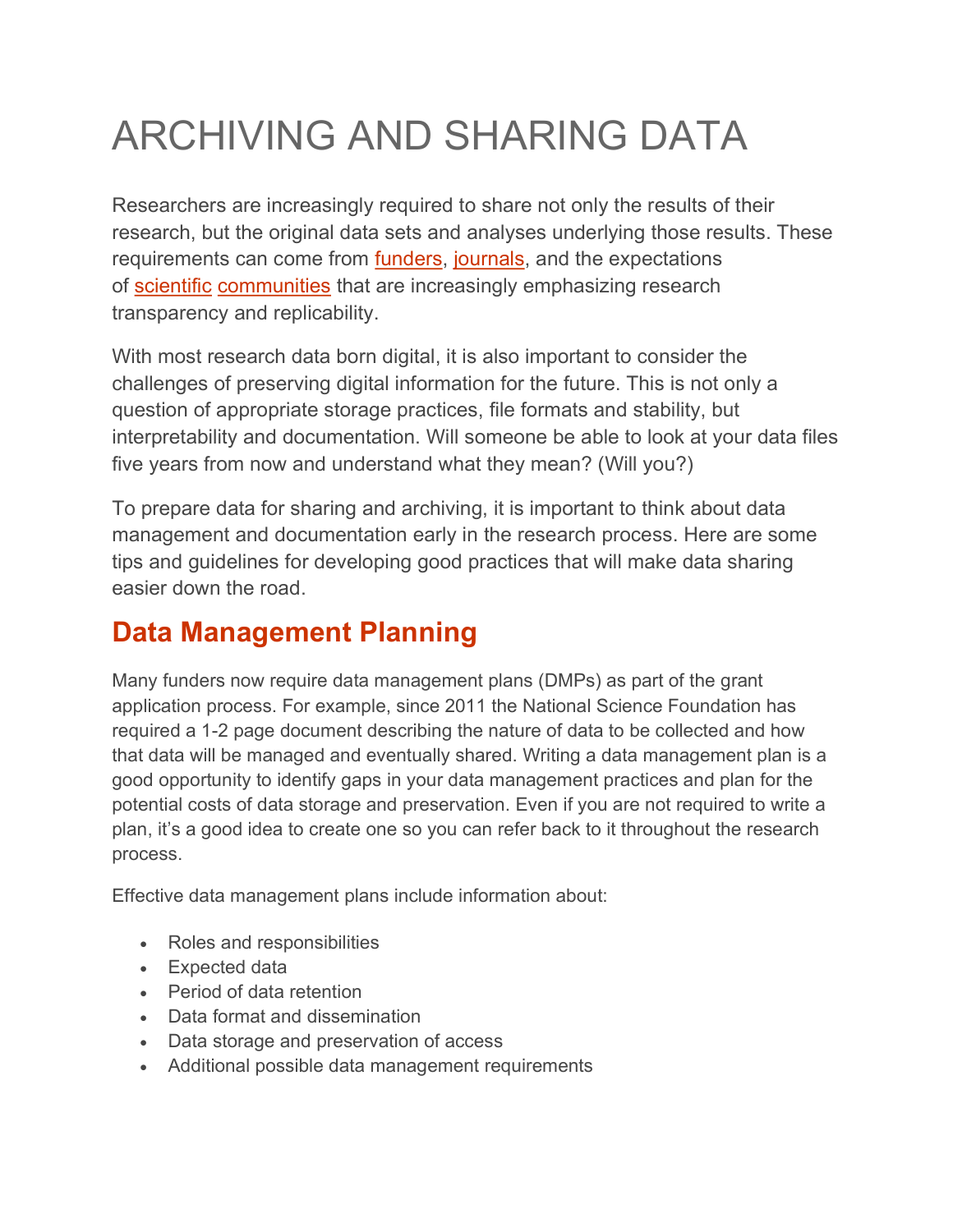# ARCHIVING AND SHARING DATA

Researchers are increasingly required to share not only the results of their research, but the original data sets and analyses underlying those results. These requirements can come from funders, journals, and the expectations of scientific communities that are increasingly emphasizing research transparency and replicability.

With most research data born digital, it is also important to consider the challenges of preserving digital information for the future. This is not only a question of appropriate storage practices, file formats and stability, but interpretability and documentation. Will someone be able to look at your data files five years from now and understand what they mean? (Will you?)

To prepare data for sharing and archiving, it is important to think about data management and documentation early in the research process. Here are some tips and guidelines for developing good practices that will make data sharing easier down the road.

## Data Management Planning

Many funders now require data management plans (DMPs) as part of the grant application process. For example, since 2011 the National Science Foundation has required a 1-2 page document describing the nature of data to be collected and how that data will be managed and eventually shared. Writing a data management plan is a good opportunity to identify gaps in your data management practices and plan for the potential costs of data storage and preservation. Even if you are not required to write a plan, it's a good idea to create one so you can refer back to it throughout the research process.

Effective data management plans include information about:

- Roles and responsibilities
- Expected data
- Period of data retention
- Data format and dissemination
- Data storage and preservation of access
- Additional possible data management requirements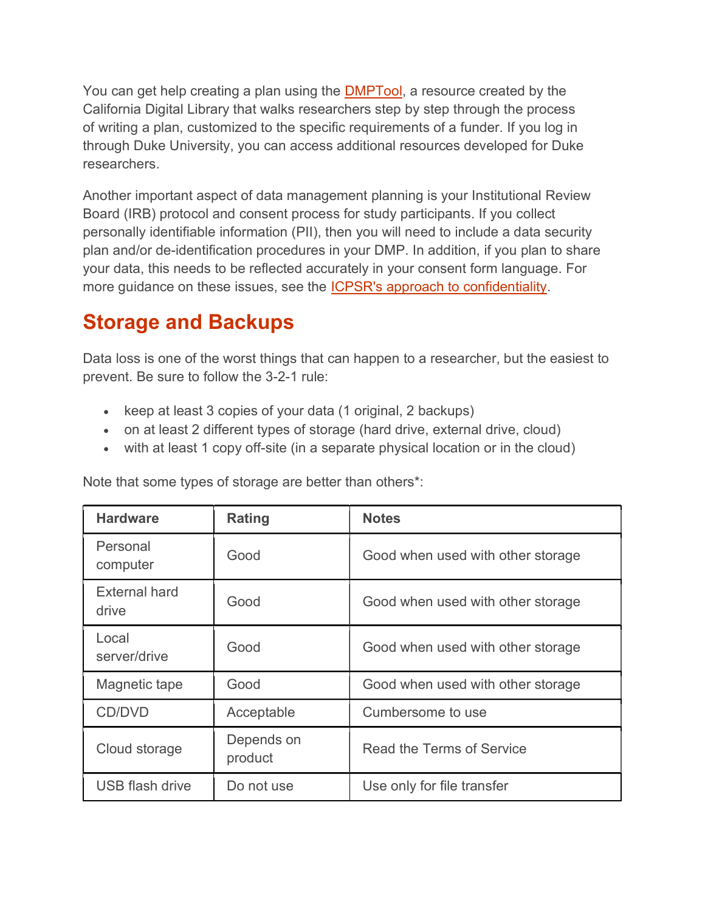You can get help creating a plan using the [DMPTool], a resource created by the California Digital Library that walks researchers step by step through the process of writing a plan, customized to the specific requirements of a funder. If you log in through Duke University, you can access additional resources developed for Duke researchers.

Another important aspect of data management planning is your Institutional Review Board (IRB) protocol and consent process for study participants. If you collect personally identifiable information (PII), then you will need to include a data security plan and/or de-identification procedures in your DMP. In addition, if you plan to share your data, this needs to be reflected accurately in your consent form language. For more guidance on these issues, see the ICPSR's approach to confidentiality.

## Storage and Backups

Data loss is one of the worst things that can happen to a researcher, but the easiest to prevent. Be sure to follow the 3-2-1 rule:

- keep at least 3 copies of your data (1 original, 2 backups)
- on at least 2 different types of storage (hard drive, external drive, cloud)
- with at least 1 copy off-site (in a separate physical location or in the cloud)

Note that some types of storage are better than others*:

| Hardware | Rating | Notes |
| --- | --- | --- |
| Personal computer | Good | Good when used with other storage |
| External hard drive | Good | Good when used with other storage |
| Local server/drive | Good | Good when used with other storage |
| Magnetic tape | Good | Good when used with other storage |
| CD/DVD | Acceptable | Cumbersome to use |
| Cloud storage | Depends on product | Read the Terms of Service |
| USB flash drive | Do not use | Use only for file transfer |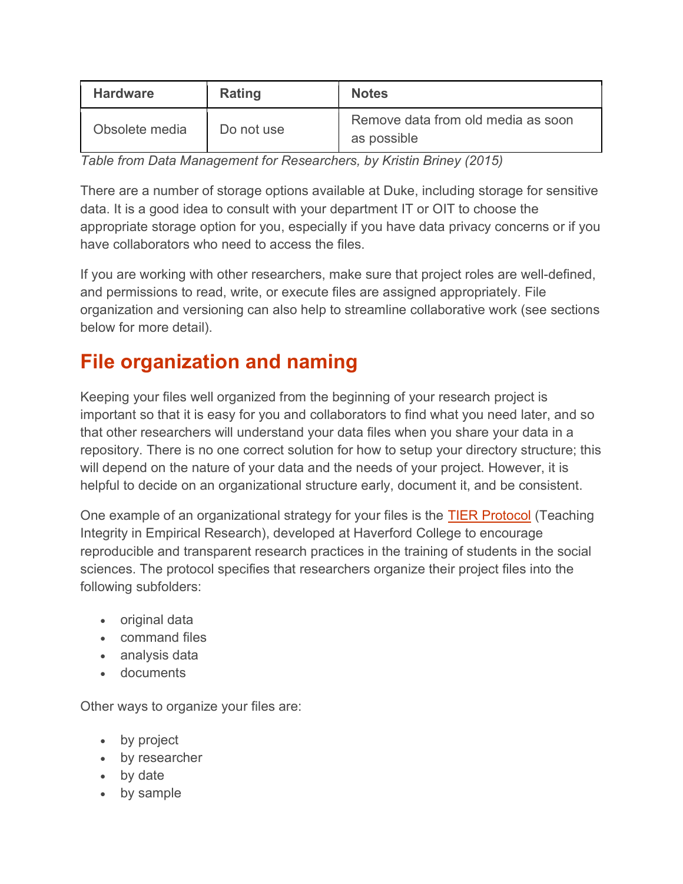| Hardware | Rating | Notes |
| --- | --- | --- |
| Obsolete media | Do not use | Remove data from old media as soon as possible |

*Table from Data Management for Researchers, by Kristin Briney (2015)*

There are a number of storage options available at Duke, including storage for sensitive data. It is a good idea to consult with your department IT or OIT to choose the appropriate storage option for you, especially if you have data privacy concerns or if you have collaborators who need to access the files.

If you are working with other researchers, make sure that project roles are well-defined, and permissions to read, write, or execute files are assigned appropriately. File organization and versioning can also help to streamline collaborative work (see sections below for more detail).

## File organization and naming

Keeping your files well organized from the beginning of your research project is important so that it is easy for you and collaborators to find what you need later, and so that other researchers will understand your data files when you share your data in a repository. There is no one correct solution for how to setup your directory structure; this will depend on the nature of your data and the needs of your project. However, it is helpful to decide on an organizational structure early, document it, and be consistent.

One example of an organizational strategy for your files is the TIER Protocol (Teaching Integrity in Empirical Research), developed at Haverford College to encourage reproducible and transparent research practices in the training of students in the social sciences. The protocol specifies that researchers organize their project files into the following subfolders:

- original data
- command files
- analysis data
- documents

Other ways to organize your files are:

- by project
- by researcher
- by date
- by sample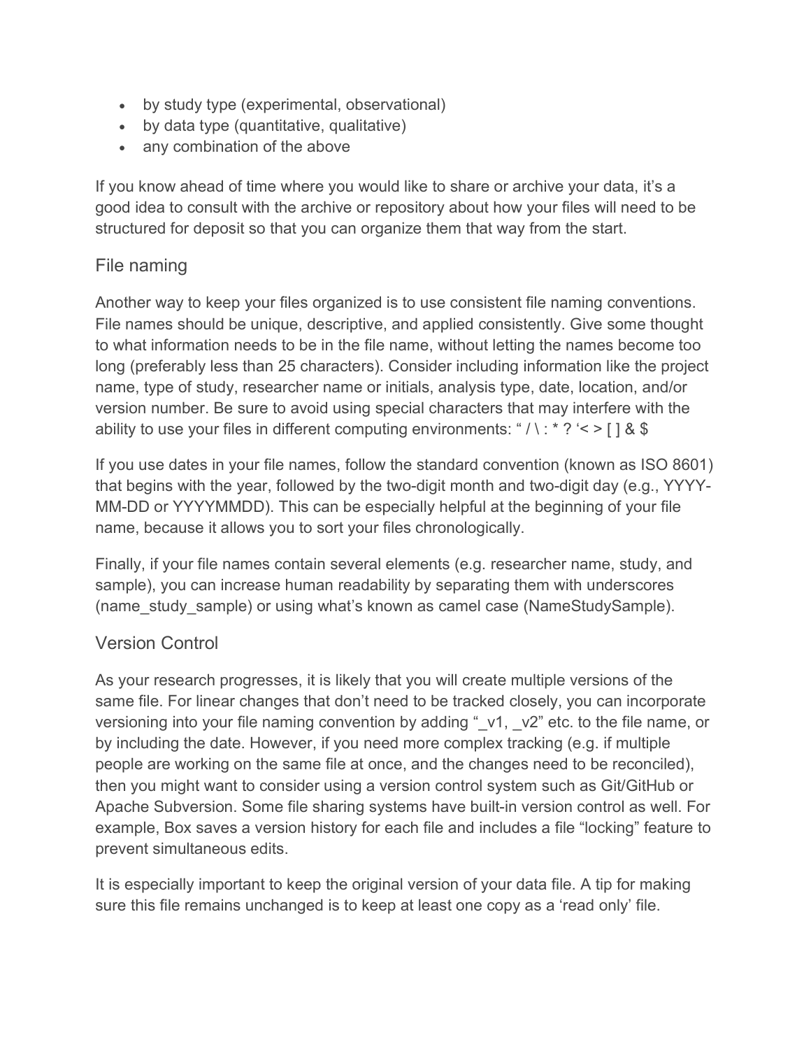- by study type (experimental, observational)
- by data type (quantitative, qualitative)
- any combination of the above

If you know ahead of time where you would like to share or archive your data, it's a good idea to consult with the archive or repository about how your files will need to be structured for deposit so that you can organize them that way from the start.

## File naming

Another way to keep your files organized is to use consistent file naming conventions. File names should be unique, descriptive, and applied consistently. Give some thought to what information needs to be in the file name, without letting the names become too long (preferably less than 25 characters). Consider including information like the project name, type of study, researcher name or initials, analysis type, date, location, and/or version number. Be sure to avoid using special characters that may interfere with the ability to use your files in different computing environments: " / \ : * ? '< > [ ] & $

If you use dates in your file names, follow the standard convention (known as ISO 8601) that begins with the year, followed by the two-digit month and two-digit day (e.g., YYYY-MM-DD or YYYYMMDD). This can be especially helpful at the beginning of your file name, because it allows you to sort your files chronologically.

Finally, if your file names contain several elements (e.g. researcher name, study, and sample), you can increase human readability by separating them with underscores (name_study_sample) or using what's known as camel case (NameStudySample).

## Version Control

As your research progresses, it is likely that you will create multiple versions of the same file. For linear changes that don't need to be tracked closely, you can incorporate versioning into your file naming convention by adding "_v1, _v2" etc. to the file name, or by including the date. However, if you need more complex tracking (e.g. if multiple people are working on the same file at once, and the changes need to be reconciled), then you might want to consider using a version control system such as Git/GitHub or Apache Subversion. Some file sharing systems have built-in version control as well. For example, Box saves a version history for each file and includes a file "locking" feature to prevent simultaneous edits.

It is especially important to keep the original version of your data file. A tip for making sure this file remains unchanged is to keep at least one copy as a 'read only' file.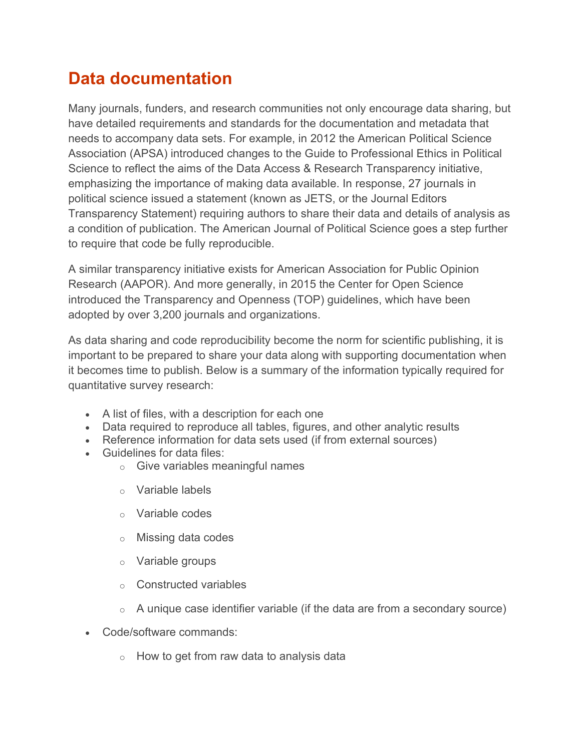## Data documentation

Many journals, funders, and research communities not only encourage data sharing, but have detailed requirements and standards for the documentation and metadata that needs to accompany data sets. For example, in 2012 the American Political Science Association (APSA) introduced changes to the Guide to Professional Ethics in Political Science to reflect the aims of the Data Access & Research Transparency initiative, emphasizing the importance of making data available. In response, 27 journals in political science issued a statement (known as JETS, or the Journal Editors Transparency Statement) requiring authors to share their data and details of analysis as a condition of publication. The American Journal of Political Science goes a step further to require that code be fully reproducible.

A similar transparency initiative exists for American Association for Public Opinion Research (AAPOR). And more generally, in 2015 the Center for Open Science introduced the Transparency and Openness (TOP) guidelines, which have been adopted by over 3,200 journals and organizations.

As data sharing and code reproducibility become the norm for scientific publishing, it is important to be prepared to share your data along with supporting documentation when it becomes time to publish. Below is a summary of the information typically required for quantitative survey research:

- A list of files, with a description for each one
- Data required to reproduce all tables, figures, and other analytic results
- Reference information for data sets used (if from external sources)
- Guidelines for data files:
  - Give variables meaningful names
  - Variable labels
  - Variable codes
  - Missing data codes
  - Variable groups
  - Constructed variables
  - A unique case identifier variable (if the data are from a secondary source)
- Code/software commands:
  - How to get from raw data to analysis data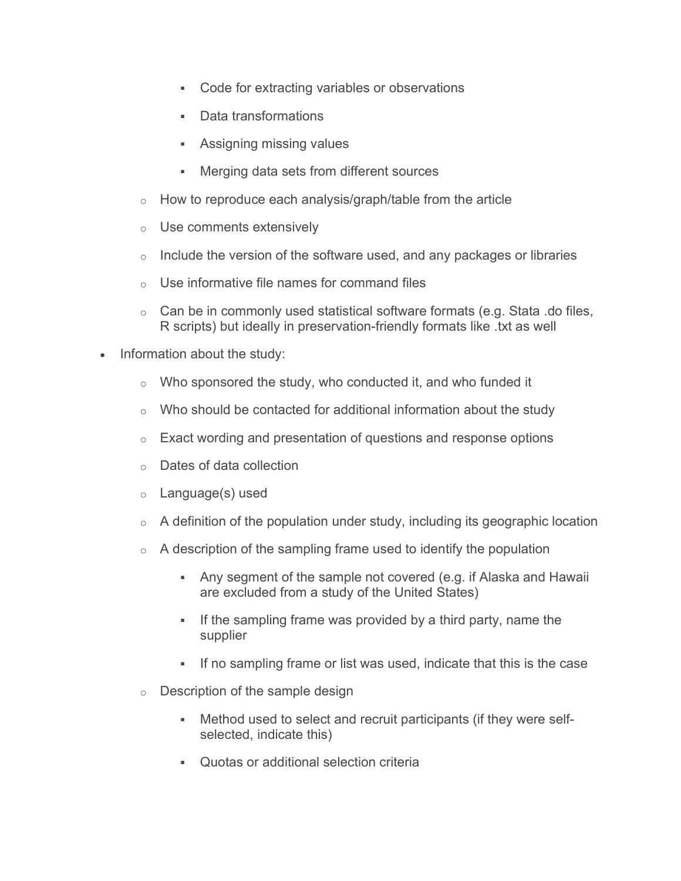- Code for extracting variables or observations
        - Data transformations
        - Assigning missing values
        - Merging data sets from different sources
    - How to reproduce each analysis/graph/table from the article
    - Use comments extensively
    - Include the version of the software used, and any packages or libraries
    - Use informative file names for command files
    - Can be in commonly used statistical software formats (e.g. Stata .do files, R scripts) but ideally in preservation-friendly formats like .txt as well
- Information about the study:
    - Who sponsored the study, who conducted it, and who funded it
    - Who should be contacted for additional information about the study
    - Exact wording and presentation of questions and response options
    - Dates of data collection
    - Language(s) used
    - A definition of the population under study, including its geographic location
    - A description of the sampling frame used to identify the population
        - Any segment of the sample not covered (e.g. if Alaska and Hawaii are excluded from a study of the United States)
        - If the sampling frame was provided by a third party, name the supplier
        - If no sampling frame or list was used, indicate that this is the case
    - Description of the sample design
        - Method used to select and recruit participants (if they were self-selected, indicate this)
        - Quotas or additional selection criteria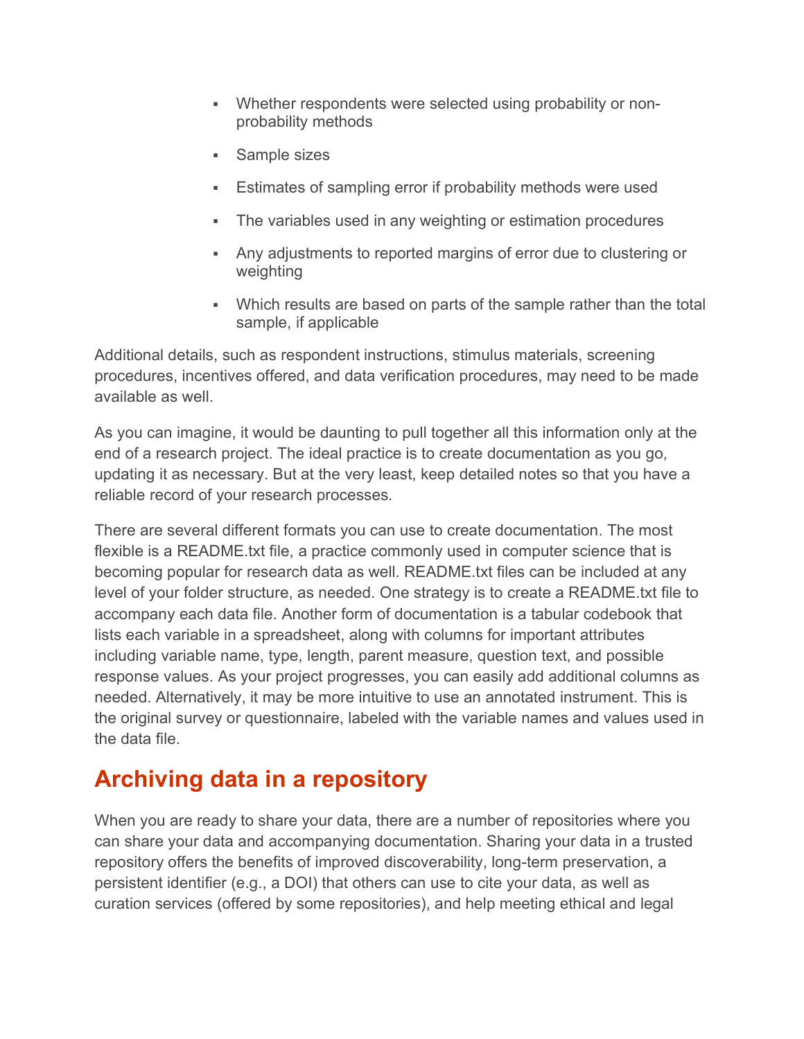- Whether respondents were selected using probability or non-probability methods
- Sample sizes
- Estimates of sampling error if probability methods were used
- The variables used in any weighting or estimation procedures
- Any adjustments to reported margins of error due to clustering or weighting
- Which results are based on parts of the sample rather than the total sample, if applicable

Additional details, such as respondent instructions, stimulus materials, screening procedures, incentives offered, and data verification procedures, may need to be made available as well.

As you can imagine, it would be daunting to pull together all this information only at the end of a research project. The ideal practice is to create documentation as you go, updating it as necessary. But at the very least, keep detailed notes so that you have a reliable record of your research processes.

There are several different formats you can use to create documentation. The most flexible is a README.txt file, a practice commonly used in computer science that is becoming popular for research data as well. README.txt files can be included at any level of your folder structure, as needed. One strategy is to create a README.txt file to accompany each data file. Another form of documentation is a tabular codebook that lists each variable in a spreadsheet, along with columns for important attributes including variable name, type, length, parent measure, question text, and possible response values. As your project progresses, you can easily add additional columns as needed. Alternatively, it may be more intuitive to use an annotated instrument. This is the original survey or questionnaire, labeled with the variable names and values used in the data file.

## Archiving data in a repository

When you are ready to share your data, there are a number of repositories where you can share your data and accompanying documentation. Sharing your data in a trusted repository offers the benefits of improved discoverability, long-term preservation, a persistent identifier (e.g., a DOI) that others can use to cite your data, as well as curation services (offered by some repositories), and help meeting ethical and legal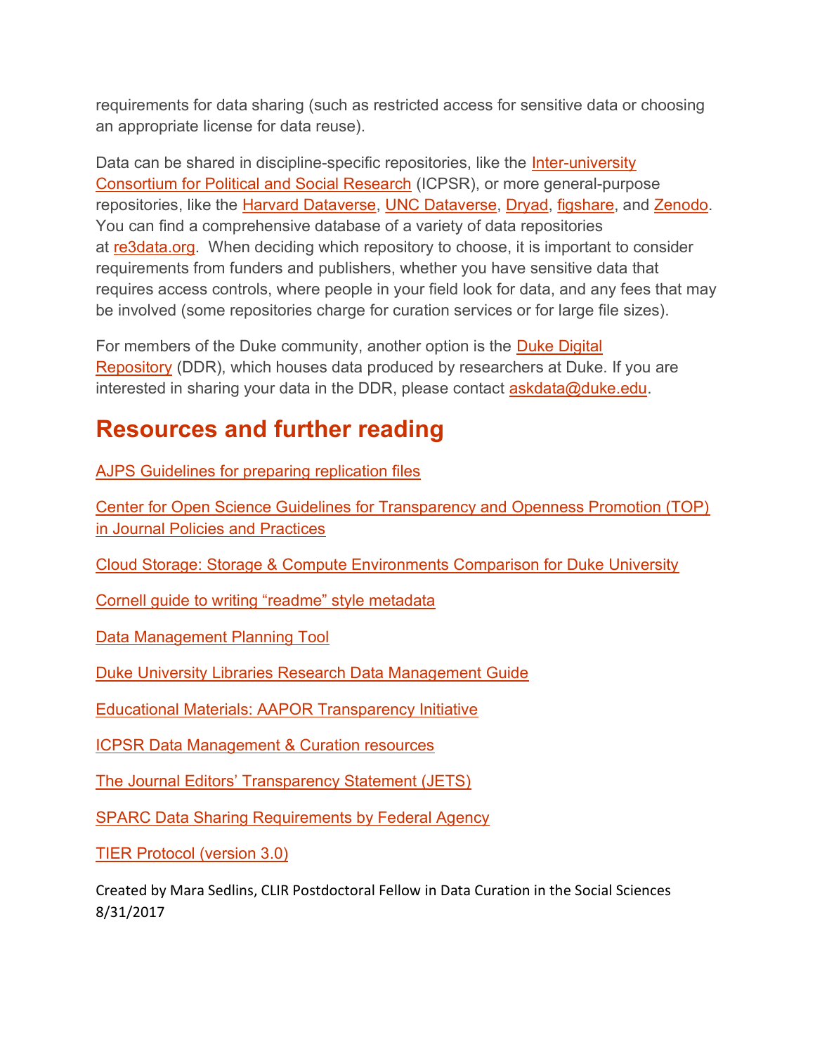requirements for data sharing (such as restricted access for sensitive data or choosing an appropriate license for data reuse).

Data can be shared in discipline-specific repositories, like the [Inter-university Consortium for Political and Social Research]() (ICPSR), or more general-purpose repositories, like the [Harvard Dataverse](), [UNC Dataverse](), [Dryad](), [figshare](), and [Zenodo](). You can find a comprehensive database of a variety of data repositories at [re3data.org](). When deciding which repository to choose, it is important to consider requirements from funders and publishers, whether you have sensitive data that requires access controls, where people in your field look for data, and any fees that may be involved (some repositories charge for curation services or for large file sizes).

For members of the Duke community, another option is the [Duke Digital Repository]() (DDR), which houses data produced by researchers at Duke. If you are interested in sharing your data in the DDR, please contact [askdata@duke.edu]().

# Resources and further reading

[AJPS Guidelines for preparing replication files]()

[Center for Open Science Guidelines for Transparency and Openness Promotion (TOP) in Journal Policies and Practices]()

[Cloud Storage: Storage & Compute Environments Comparison for Duke University]()

[Cornell guide to writing “readme” style metadata]()

[Data Management Planning Tool]()

[Duke University Libraries Research Data Management Guide]()

[Educational Materials: AAPOR Transparency Initiative]()

[ICPSR Data Management & Curation resources]()

[The Journal Editors’ Transparency Statement (JETS)]()

[SPARC Data Sharing Requirements by Federal Agency]()

[TIER Protocol (version 3.0)]()

Created by Mara Sedlins, CLIR Postdoctoral Fellow in Data Curation in the Social Sciences
8/31/2017